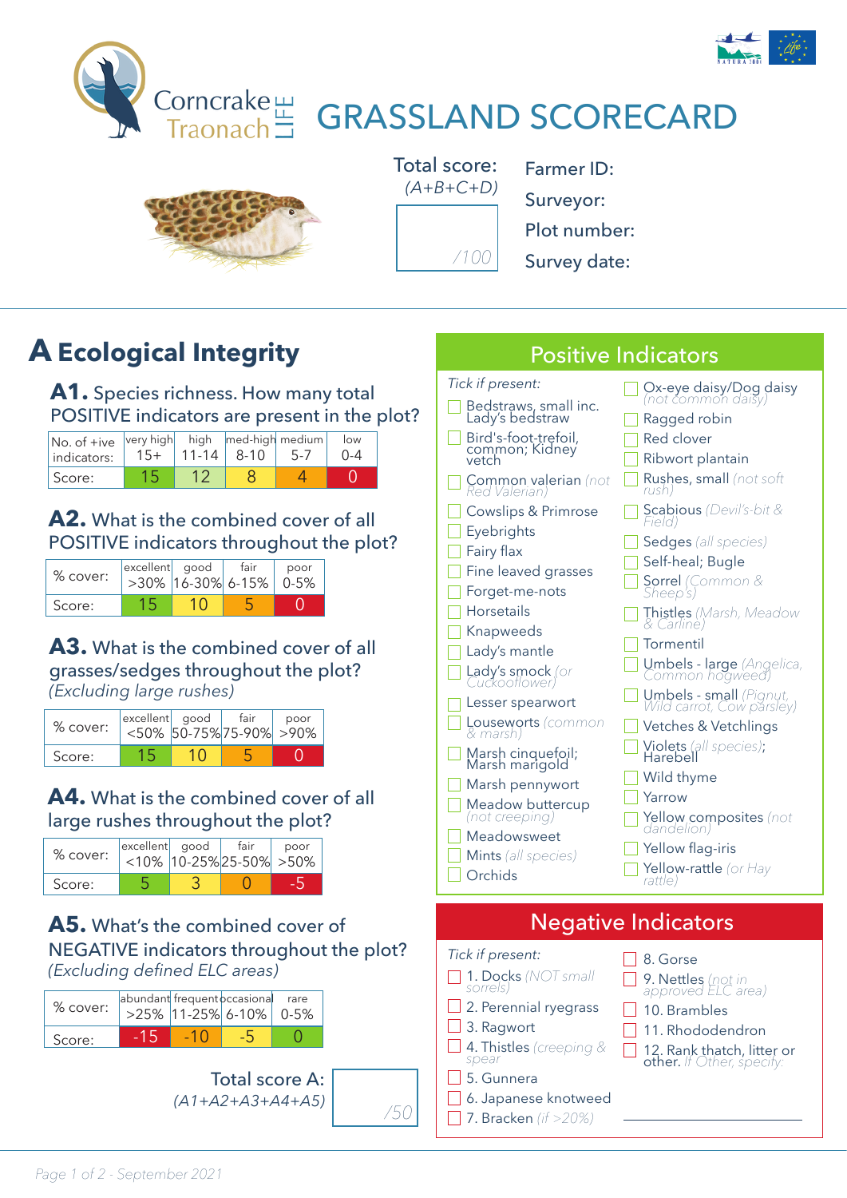# Corncrake Traonach LIFE

# GRASSLAND SCORECARD

Total score: *(A+B+C+D)* ______ */100*

Farmer ID:

Surveyor:

Plot number:

Survey date:

## A Ecological Integrity

### A1. Species richness. How many total POSITIVE indicators are present in the plot?

| No. of +ive indicators: | very high 15+ | high 11-14 | med-high 8-10 | medium 5-7 | low 0-4 |
|---|---|---|---|---|---|
| Score: | 15 | 12 | 8 | 4 | 0 |

### A2. What is the combined cover of all POSITIVE indicators throughout the plot?

| % cover: | excellent >30% | good 16-30% | fair 6-15% | poor 0-5% |
|---|---|---|---|---|
| Score: | 15 | 10 | 5 | 0 |

### A3. What is the combined cover of all grasses/sedges throughout the plot? *(Excluding large rushes)*

| % cover: | excellent <50% | good 50-75% | fair 75-90% | poor >90% |
|---|---|---|---|---|
| Score: | 15 | 10 | 5 | 0 |

### A4. What is the combined cover of all large rushes throughout the plot?

| % cover: | excellent <10% | good 10-25% | fair 25-50% | poor >50% |
|---|---|---|---|---|
| Score: | 5 | 3 | 0 | -5 |

### A5. What's the combined cover of NEGATIVE indicators throughout the plot? *(Excluding defined ELC areas)*

| % cover: | abundant >25% | frequent 11-25% | occasional 6-10% | rare 0-5% |
|---|---|---|---|---|
| Score: | -15 | -10 | -5 | 0 |

Total score A: *(A1+A2+A3+A4+A5)* ______ */50*

## Positive Indicators

*Tick if present:*

- [ ] Bedstraws, small inc. Lady's bedstraw
- [ ] Bird's-foot-trefoil, common; Kidney vetch
- [ ] Common valerian *(not Red Valerian)*
- [ ] Cowslips & Primrose
- [ ] Eyebrights
- [ ] Fairy flax
- [ ] Fine leaved grasses
- [ ] Forget-me-nots
- [ ] Horsetails
- [ ] Knapweeds
- [ ] Lady's mantle
- [ ] Lady's smock *(or Cuckooflower)*
- [ ] Lesser spearwort
- [ ] Lousewort *(common & marsh)*
- [ ] Marsh cinquefoil; Marsh marigold
- [ ] Marsh pennywort
- [ ] Meadow buttercup *(not creeping)*
- [ ] Meadowsweet
- [ ] Mints *(all species)*
- [ ] Orchids
- [ ] Ox-eye daisy/Dog daisy *(not common daisy)*
- [ ] Ragged robin
- [ ] Red clover
- [ ] Ribwort plantain
- [ ] Rushes, small *(not soft rush)*
- [ ] Scabious *(Devil's-bit & Field)*
- [ ] Sedges *(all species)*
- [ ] Self-heal; Bugle
- [ ] Sorrel *(Common & Sheep's)*
- [ ] Thistles *(Marsh, Meadow & Carline)*
- [ ] Tormentil
- [ ] Umbels - large *(Angelica, Common hogweed)*
- [ ] Umbels - small *(Pignut, Wild carrot, Cow parsley)*
- [ ] Vetches & Vetchlings
- [ ] Violets *(all species)*; Harebell
- [ ] Wild thyme
- [ ] Yarrow
- [ ] Yellow composites *(not dandelion)*
- [ ] Yellow flag-iris
- [ ] Yellow-rattle *(or Hay rattle)*

## Negative Indicators

*Tick if present:*

- [ ] 1. Docks *(NOT small sorrels)*
- [ ] 2. Perennial ryegrass
- [ ] 3. Ragwort
- [ ] 4. Thistles *(creeping & spear)*
- [ ] 5. Gunnera
- [ ] 6. Japanese knotweed
- [ ] 7. Bracken *(if >20%)*
- [ ] 8. Gorse
- [ ] 9. Nettles *(not in approved ELC area)*
- [ ] 10. Brambles
- [ ] 11. Rhododendron
- [ ] 12. Rank thatch, litter or other. *If Other, specify:* ______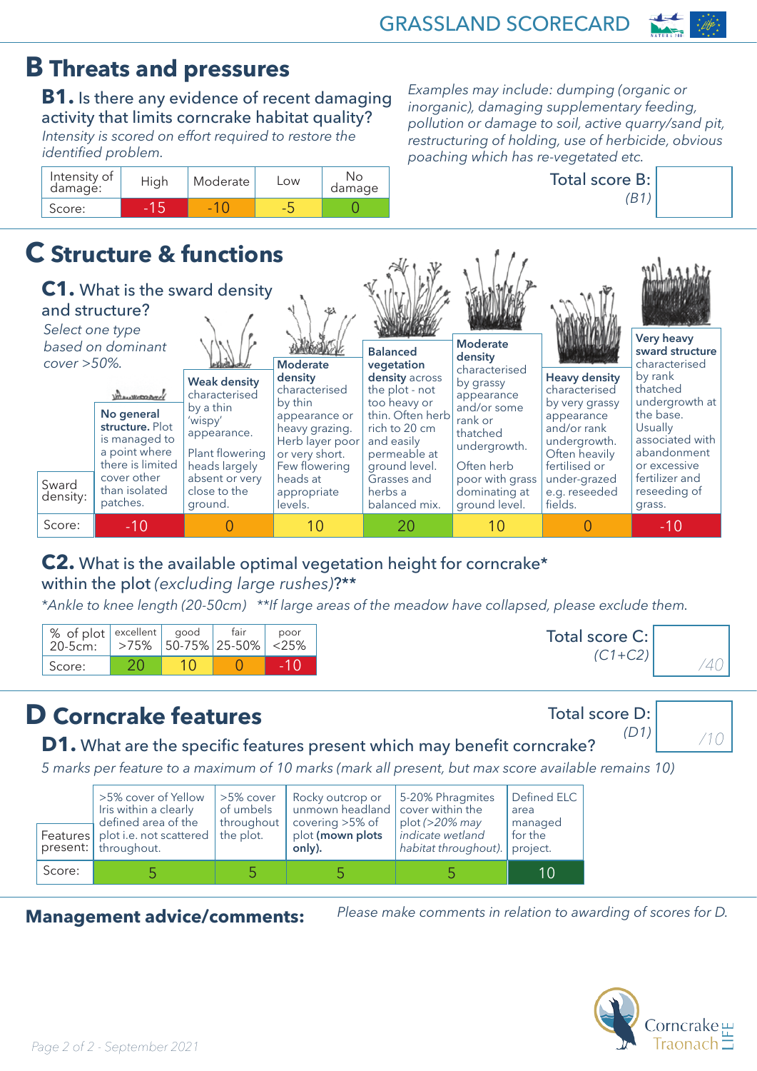# B Threats and pressures

**B1.** Is there any evidence of recent damaging activity that limits corncrake habitat quality?

*Intensity is scored on effort required to restore the identified problem.*

| Intensity of damage: | High | Moderate | Low | No damage |
|---|---|---|---|---|
| Score: | -15 | -10 | -5 | 0 |

*Examples may include: dumping (organic or inorganic), damaging supplementary feeding, pollution or damage to soil, active quarry/sand pit, restructuring of holding, use of herbicide, obvious poaching which has re-vegetated etc.*

Total score B: *(B1)*

# C Structure & functions

**C1.** What is the sward density and structure?

*Select one type based on dominant cover >50%.*

| Sward density: | **No general structure.** Plot is managed to a point where there is limited cover other than isolated patches. | **Weak density** characterised by a thin 'wispy' appearance. Plant flowering heads largely absent or very close to the ground. | **Moderate density** characterised by thin appearance or heavy grazing. Herb layer poor or very short. Few flowering heads at appropriate levels. | **Balanced vegetation density** across the plot - not too heavy or thin. Often herb rich to 20 cm and easily permeable at ground level. Grasses and herbs a balanced mix. | **Moderate density** characterised by grassy appearance and/or some rank or thatched undergrowth. Often herb poor with grass dominating at ground level. | **Heavy density** characterised by very grassy appearance and/or rank undergrowth. Often heavily fertilised or under-grazed e.g. reseeded fields. | **Very heavy sward structure** characterised by rank thatched undergrowth at the base. Usually associated with abandonment or excessive fertilizer and reseeding of grass. |
|---|---|---|---|---|---|---|---|
| Score: | -10 | 0 | 10 | 20 | 10 | 0 | -10 |

**C2.** What is the available optimal vegetation height for corncrake* within the plot *(excluding large rushes)*?**

*\*Ankle to knee length (20-50cm)   \*\*If large areas of the meadow have collapsed, please exclude them.*

| % of plot 20-5cm: | excellent >75% | good 50-75% | fair 25-50% | poor <25% |
|---|---|---|---|---|
| Score: | 20 | 10 | 0 | -10 |

Total score C: *(C1+C2)* /40

# D Corncrake features

Total score D: *(D1)* /10

**D1.** What are the specific features present which may benefit corncrake?

*5 marks per feature to a maximum of 10 marks (mark all present, but max score available remains 10)*

| Features present: | >5% cover of Yellow Iris within a clearly defined area of the plot i.e. not scattered throughout. | >5% cover of umbels throughout the plot. | Rocky outcrop or unmown headland covering >5% of plot **(mown plots only).** | 5-20% Phragmites cover within the plot *(>20% may indicate wetland habitat throughout).* | Defined ELC area managed for the project. |
|---|---|---|---|---|---|
| Score: | 5 | 5 | 5 | 5 | 10 |

**Management advice/comments:** *Please make comments in relation to awarding of scores for D.*